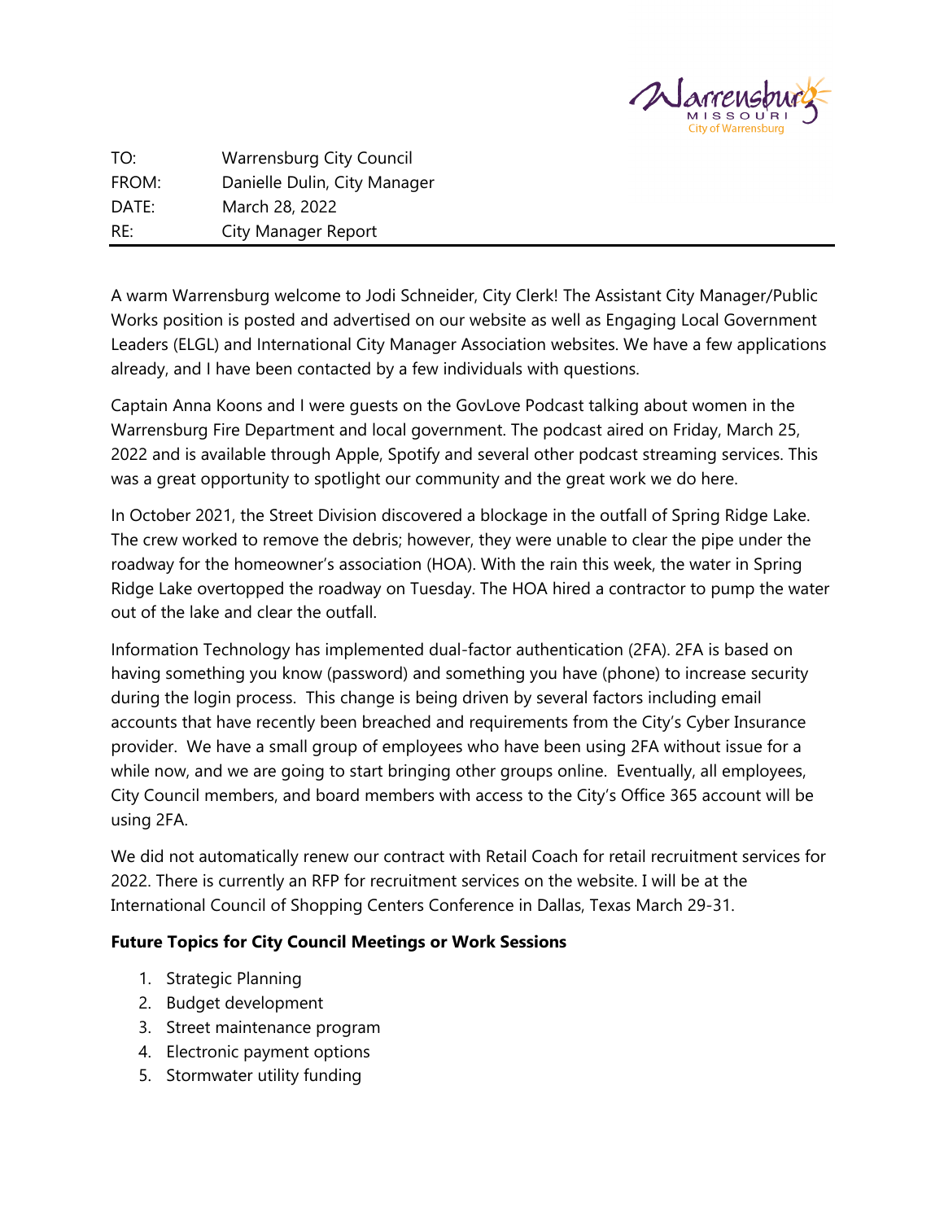TO: Warrensburg City Council
FROM: Danielle Dulin, City Manager
DATE: March 28, 2022
RE: City Manager Report

---

A warm Warrensburg welcome to Jodi Schneider, City Clerk! The Assistant City Manager/Public Works position is posted and advertised on our website as well as Engaging Local Government Leaders (ELGL) and International City Manager Association websites. We have a few applications already, and I have been contacted by a few individuals with questions.

Captain Anna Koons and I were guests on the GovLove Podcast talking about women in the Warrensburg Fire Department and local government. The podcast aired on Friday, March 25, 2022 and is available through Apple, Spotify and several other podcast streaming services. This was a great opportunity to spotlight our community and the great work we do here.

In October 2021, the Street Division discovered a blockage in the outfall of Spring Ridge Lake. The crew worked to remove the debris; however, they were unable to clear the pipe under the roadway for the homeowner's association (HOA). With the rain this week, the water in Spring Ridge Lake overtopped the roadway on Tuesday. The HOA hired a contractor to pump the water out of the lake and clear the outfall.

Information Technology has implemented dual-factor authentication (2FA). 2FA is based on having something you know (password) and something you have (phone) to increase security during the login process. This change is being driven by several factors including email accounts that have recently been breached and requirements from the City's Cyber Insurance provider. We have a small group of employees who have been using 2FA without issue for a while now, and we are going to start bringing other groups online. Eventually, all employees, City Council members, and board members with access to the City's Office 365 account will be using 2FA.

We did not automatically renew our contract with Retail Coach for retail recruitment services for 2022. There is currently an RFP for recruitment services on the website. I will be at the International Council of Shopping Centers Conference in Dallas, Texas March 29-31.

**Future Topics for City Council Meetings or Work Sessions**

1. Strategic Planning
2. Budget development
3. Street maintenance program
4. Electronic payment options
5. Stormwater utility funding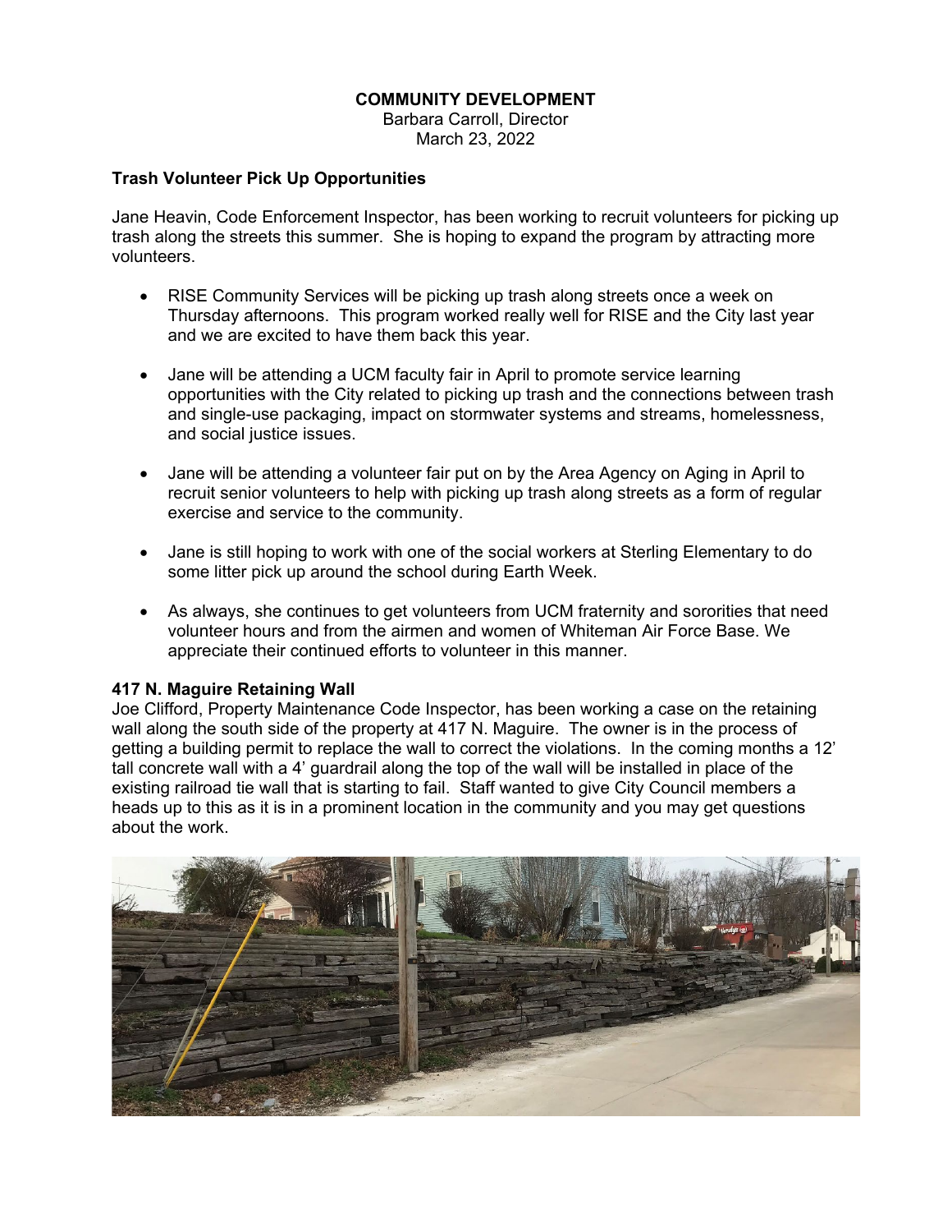**COMMUNITY DEVELOPMENT**
Barbara Carroll, Director
March 23, 2022

### Trash Volunteer Pick Up Opportunities

Jane Heavin, Code Enforcement Inspector, has been working to recruit volunteers for picking up trash along the streets this summer. She is hoping to expand the program by attracting more volunteers.

- RISE Community Services will be picking up trash along streets once a week on Thursday afternoons. This program worked really well for RISE and the City last year and we are excited to have them back this year.

- Jane will be attending a UCM faculty fair in April to promote service learning opportunities with the City related to picking up trash and the connections between trash and single-use packaging, impact on stormwater systems and streams, homelessness, and social justice issues.

- Jane will be attending a volunteer fair put on by the Area Agency on Aging in April to recruit senior volunteers to help with picking up trash along streets as a form of regular exercise and service to the community.

- Jane is still hoping to work with one of the social workers at Sterling Elementary to do some litter pick up around the school during Earth Week.

- As always, she continues to get volunteers from UCM fraternity and sororities that need volunteer hours and from the airmen and women of Whiteman Air Force Base. We appreciate their continued efforts to volunteer in this manner.

### 417 N. Maguire Retaining Wall

Joe Clifford, Property Maintenance Code Inspector, has been working a case on the retaining wall along the south side of the property at 417 N. Maguire. The owner is in the process of getting a building permit to replace the wall to correct the violations. In the coming months a 12' tall concrete wall with a 4' guardrail along the top of the wall will be installed in place of the existing railroad tie wall that is starting to fail. Staff wanted to give City Council members a heads up to this as it is in a prominent location in the community and you may get questions about the work.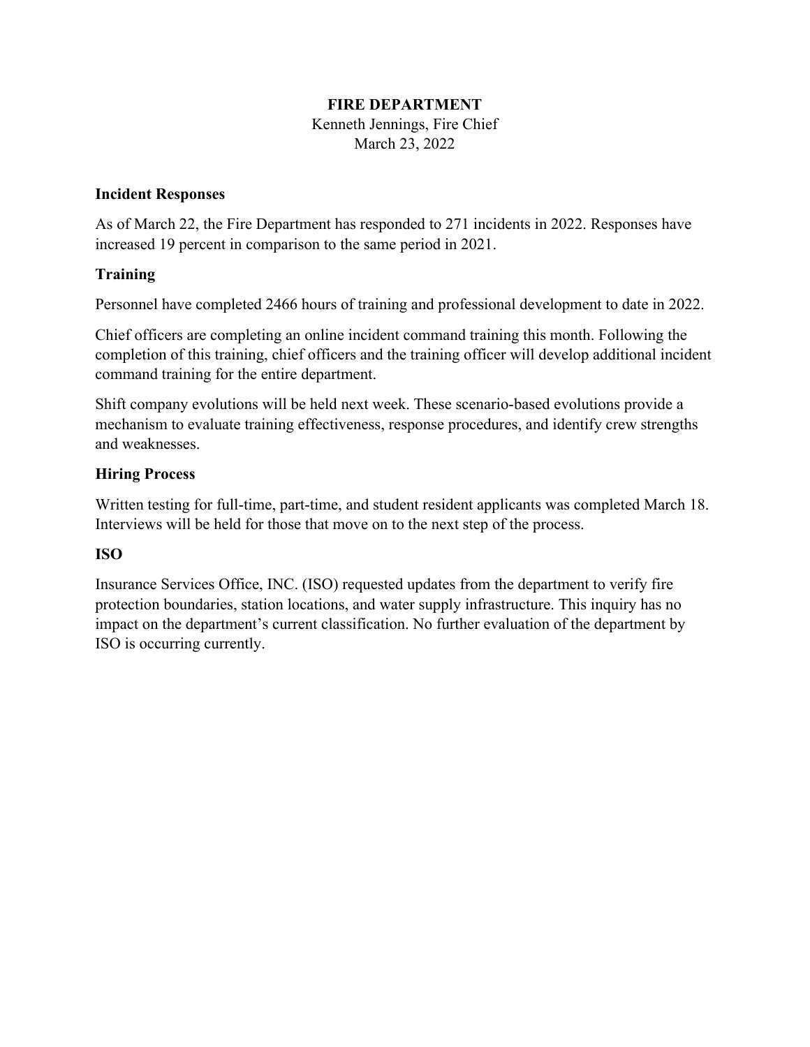## FIRE DEPARTMENT

Kenneth Jennings, Fire Chief
March 23, 2022

### Incident Responses

As of March 22, the Fire Department has responded to 271 incidents in 2022. Responses have increased 19 percent in comparison to the same period in 2021.

### Training

Personnel have completed 2466 hours of training and professional development to date in 2022.

Chief officers are completing an online incident command training this month. Following the completion of this training, chief officers and the training officer will develop additional incident command training for the entire department.

Shift company evolutions will be held next week. These scenario-based evolutions provide a mechanism to evaluate training effectiveness, response procedures, and identify crew strengths and weaknesses.

### Hiring Process

Written testing for full-time, part-time, and student resident applicants was completed March 18. Interviews will be held for those that move on to the next step of the process.

### ISO

Insurance Services Office, INC. (ISO) requested updates from the department to verify fire protection boundaries, station locations, and water supply infrastructure. This inquiry has no impact on the department's current classification. No further evaluation of the department by ISO is occurring currently.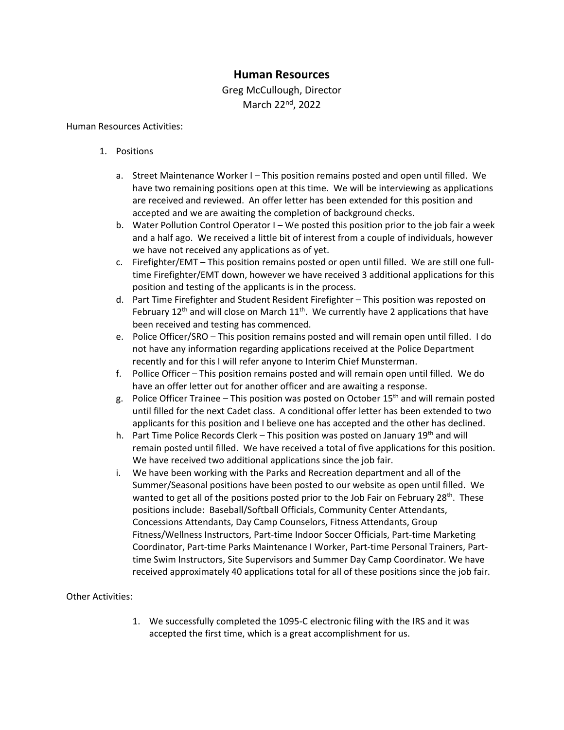# Human Resources

Greg McCullough, Director
March 22nd, 2022

Human Resources Activities:

1. Positions

   a. Street Maintenance Worker I – This position remains posted and open until filled. We have two remaining positions open at this time. We will be interviewing as applications are received and reviewed. An offer letter has been extended for this position and accepted and we are awaiting the completion of background checks.

   b. Water Pollution Control Operator I – We posted this position prior to the job fair a week and a half ago. We received a little bit of interest from a couple of individuals, however we have not received any applications as of yet.

   c. Firefighter/EMT – This position remains posted or open until filled. We are still one full-time Firefighter/EMT down, however we have received 3 additional applications for this position and testing of the applicants is in the process.

   d. Part Time Firefighter and Student Resident Firefighter – This position was reposted on February 12th and will close on March 11th. We currently have 2 applications that have been received and testing has commenced.

   e. Police Officer/SRO – This position remains posted and will remain open until filled. I do not have any information regarding applications received at the Police Department recently and for this I will refer anyone to Interim Chief Munsterman.

   f. Pollice Officer – This position remains posted and will remain open until filled. We do have an offer letter out for another officer and are awaiting a response.

   g. Police Officer Trainee – This position was posted on October 15th and will remain posted until filled for the next Cadet class. A conditional offer letter has been extended to two applicants for this position and I believe one has accepted and the other has declined.

   h. Part Time Police Records Clerk – This position was posted on January 19th and will remain posted until filled. We have received a total of five applications for this position. We have received two additional applications since the job fair.

   i. We have been working with the Parks and Recreation department and all of the Summer/Seasonal positions have been posted to our website as open until filled. We wanted to get all of the positions posted prior to the Job Fair on February 28th. These positions include: Baseball/Softball Officials, Community Center Attendants, Concessions Attendants, Day Camp Counselors, Fitness Attendants, Group Fitness/Wellness Instructors, Part-time Indoor Soccer Officials, Part-time Marketing Coordinator, Part-time Parks Maintenance I Worker, Part-time Personal Trainers, Part-time Swim Instructors, Site Supervisors and Summer Day Camp Coordinator. We have received approximately 40 applications total for all of these positions since the job fair.

Other Activities:

1. We successfully completed the 1095-C electronic filing with the IRS and it was accepted the first time, which is a great accomplishment for us.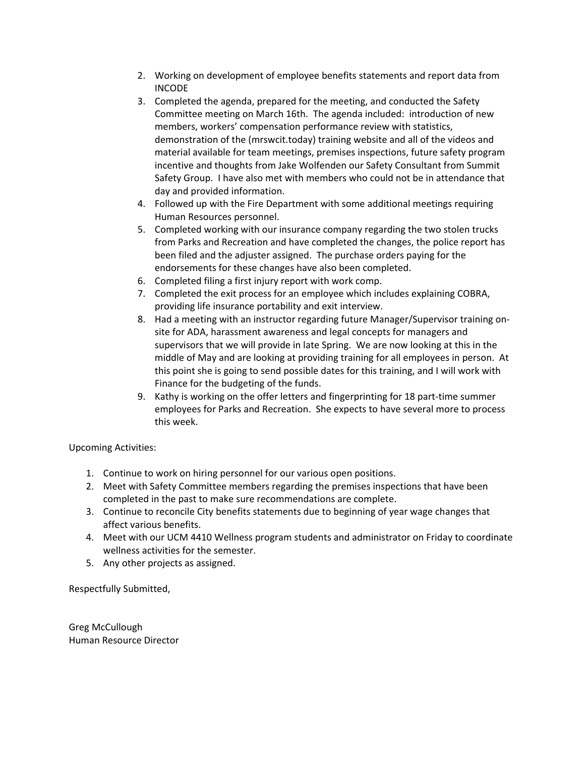2. Working on development of employee benefits statements and report data from INCODE
3. Completed the agenda, prepared for the meeting, and conducted the Safety Committee meeting on March 16th. The agenda included: introduction of new members, workers' compensation performance review with statistics, demonstration of the (mrswcit.today) training website and all of the videos and material available for team meetings, premises inspections, future safety program incentive and thoughts from Jake Wolfenden our Safety Consultant from Summit Safety Group. I have also met with members who could not be in attendance that day and provided information.
4. Followed up with the Fire Department with some additional meetings requiring Human Resources personnel.
5. Completed working with our insurance company regarding the two stolen trucks from Parks and Recreation and have completed the changes, the police report has been filed and the adjuster assigned. The purchase orders paying for the endorsements for these changes have also been completed.
6. Completed filing a first injury report with work comp.
7. Completed the exit process for an employee which includes explaining COBRA, providing life insurance portability and exit interview.
8. Had a meeting with an instructor regarding future Manager/Supervisor training on-site for ADA, harassment awareness and legal concepts for managers and supervisors that we will provide in late Spring. We are now looking at this in the middle of May and are looking at providing training for all employees in person. At this point she is going to send possible dates for this training, and I will work with Finance for the budgeting of the funds.
9. Kathy is working on the offer letters and fingerprinting for 18 part-time summer employees for Parks and Recreation. She expects to have several more to process this week.

Upcoming Activities:

1. Continue to work on hiring personnel for our various open positions.
2. Meet with Safety Committee members regarding the premises inspections that have been completed in the past to make sure recommendations are complete.
3. Continue to reconcile City benefits statements due to beginning of year wage changes that affect various benefits.
4. Meet with our UCM 4410 Wellness program students and administrator on Friday to coordinate wellness activities for the semester.
5. Any other projects as assigned.

Respectfully Submitted,

Greg McCullough
Human Resource Director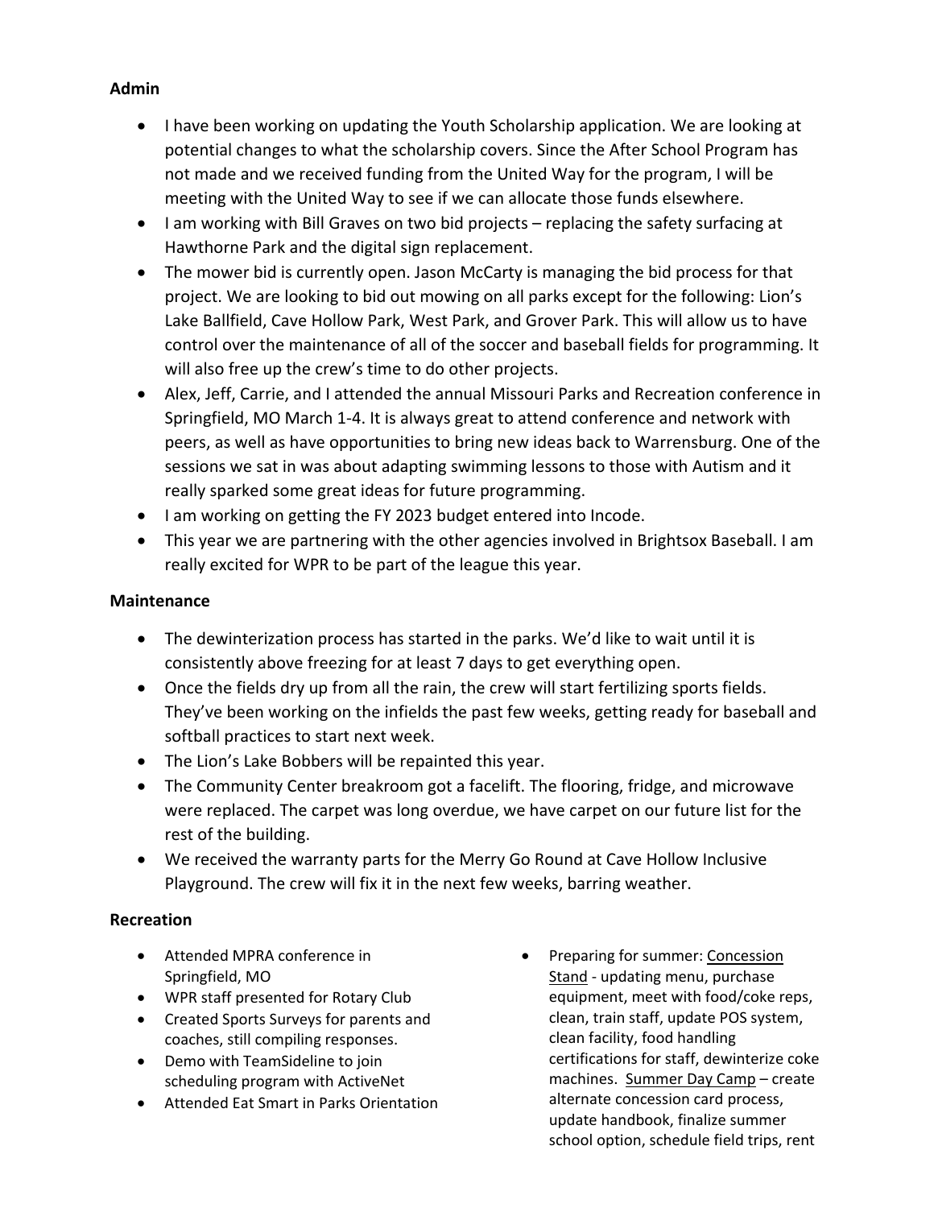**Admin**

- I have been working on updating the Youth Scholarship application. We are looking at potential changes to what the scholarship covers. Since the After School Program has not made and we received funding from the United Way for the program, I will be meeting with the United Way to see if we can allocate those funds elsewhere.
- I am working with Bill Graves on two bid projects – replacing the safety surfacing at Hawthorne Park and the digital sign replacement.
- The mower bid is currently open. Jason McCarty is managing the bid process for that project. We are looking to bid out mowing on all parks except for the following: Lion's Lake Ballfield, Cave Hollow Park, West Park, and Grover Park. This will allow us to have control over the maintenance of all of the soccer and baseball fields for programming. It will also free up the crew's time to do other projects.
- Alex, Jeff, Carrie, and I attended the annual Missouri Parks and Recreation conference in Springfield, MO March 1-4. It is always great to attend conference and network with peers, as well as have opportunities to bring new ideas back to Warrensburg. One of the sessions we sat in was about adapting swimming lessons to those with Autism and it really sparked some great ideas for future programming.
- I am working on getting the FY 2023 budget entered into Incode.
- This year we are partnering with the other agencies involved in Brightsox Baseball. I am really excited for WPR to be part of the league this year.

**Maintenance**

- The dewinterization process has started in the parks. We'd like to wait until it is consistently above freezing for at least 7 days to get everything open.
- Once the fields dry up from all the rain, the crew will start fertilizing sports fields. They've been working on the infields the past few weeks, getting ready for baseball and softball practices to start next week.
- The Lion's Lake Bobbers will be repainted this year.
- The Community Center breakroom got a facelift. The flooring, fridge, and microwave were replaced. The carpet was long overdue, we have carpet on our future list for the rest of the building.
- We received the warranty parts for the Merry Go Round at Cave Hollow Inclusive Playground. The crew will fix it in the next few weeks, barring weather.

**Recreation**

- Attended MPRA conference in Springfield, MO
- WPR staff presented for Rotary Club
- Created Sports Surveys for parents and coaches, still compiling responses.
- Demo with TeamSideline to join scheduling program with ActiveNet
- Attended Eat Smart in Parks Orientation
- Preparing for summer: <u>Concession Stand</u> - updating menu, purchase equipment, meet with food/coke reps, clean, train staff, update POS system, clean facility, food handling certifications for staff, dewinterize coke machines. <u>Summer Day Camp</u> – create alternate concession card process, update handbook, finalize summer school option, schedule field trips, rent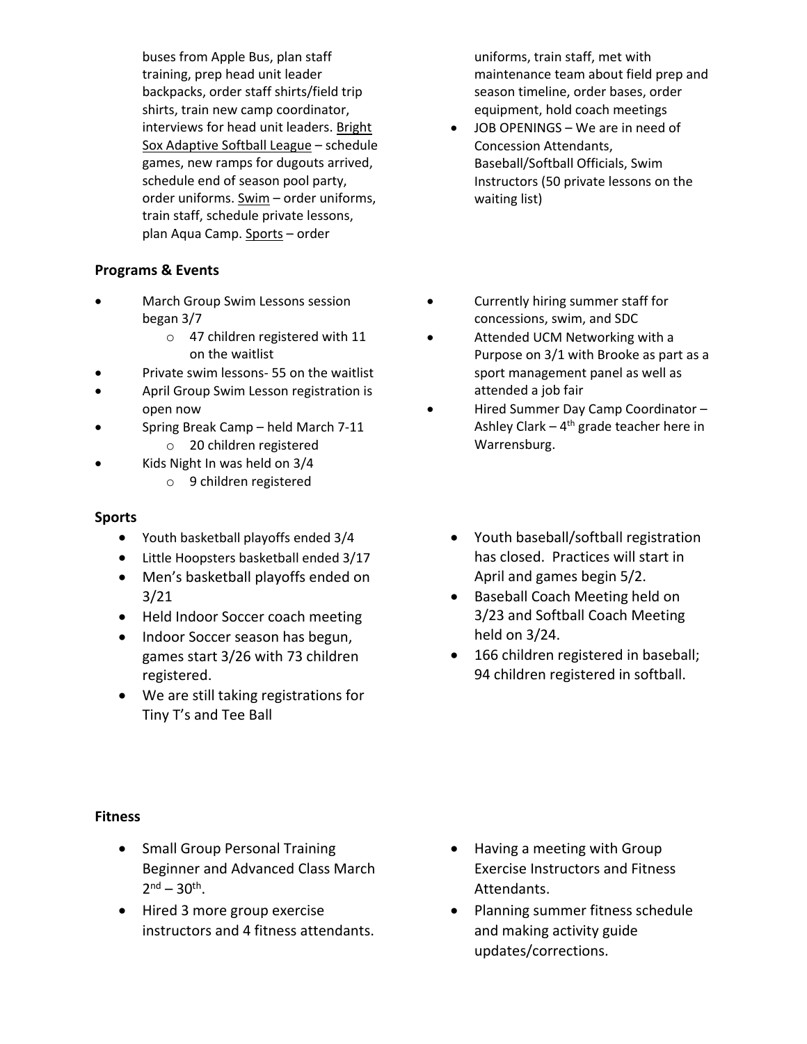buses from Apple Bus, plan staff training, prep head unit leader backpacks, order staff shirts/field trip shirts, train new camp coordinator, interviews for head unit leaders. Bright Sox Adaptive Softball League – schedule games, new ramps for dugouts arrived, schedule end of season pool party, order uniforms. Swim – order uniforms, train staff, schedule private lessons, plan Aqua Camp. Sports – order uniforms, train staff, met with maintenance team about field prep and season timeline, order bases, order equipment, hold coach meetings

- JOB OPENINGS – We are in need of Concession Attendants, Baseball/Softball Officials, Swim Instructors (50 private lessons on the waiting list)

**Programs & Events**

- March Group Swim Lessons session began 3/7
  - 47 children registered with 11 on the waitlist
- Private swim lessons- 55 on the waitlist
- April Group Swim Lesson registration is open now
- Spring Break Camp – held March 7-11
  - 20 children registered
- Kids Night In was held on 3/4
  - 9 children registered
- Currently hiring summer staff for concessions, swim, and SDC
- Attended UCM Networking with a Purpose on 3/1 with Brooke as part as a sport management panel as well as attended a job fair
- Hired Summer Day Camp Coordinator – Ashley Clark – 4th grade teacher here in Warrensburg.

**Sports**

- Youth basketball playoffs ended 3/4
- Little Hoopsters basketball ended 3/17
- Men's basketball playoffs ended on 3/21
- Held Indoor Soccer coach meeting
- Indoor Soccer season has begun, games start 3/26 with 73 children registered.
- We are still taking registrations for Tiny T's and Tee Ball
- Youth baseball/softball registration has closed. Practices will start in April and games begin 5/2.
- Baseball Coach Meeting held on 3/23 and Softball Coach Meeting held on 3/24.
- 166 children registered in baseball; 94 children registered in softball.

**Fitness**

- Small Group Personal Training Beginner and Advanced Class March 2nd – 30th.
- Hired 3 more group exercise instructors and 4 fitness attendants.
- Having a meeting with Group Exercise Instructors and Fitness Attendants.
- Planning summer fitness schedule and making activity guide updates/corrections.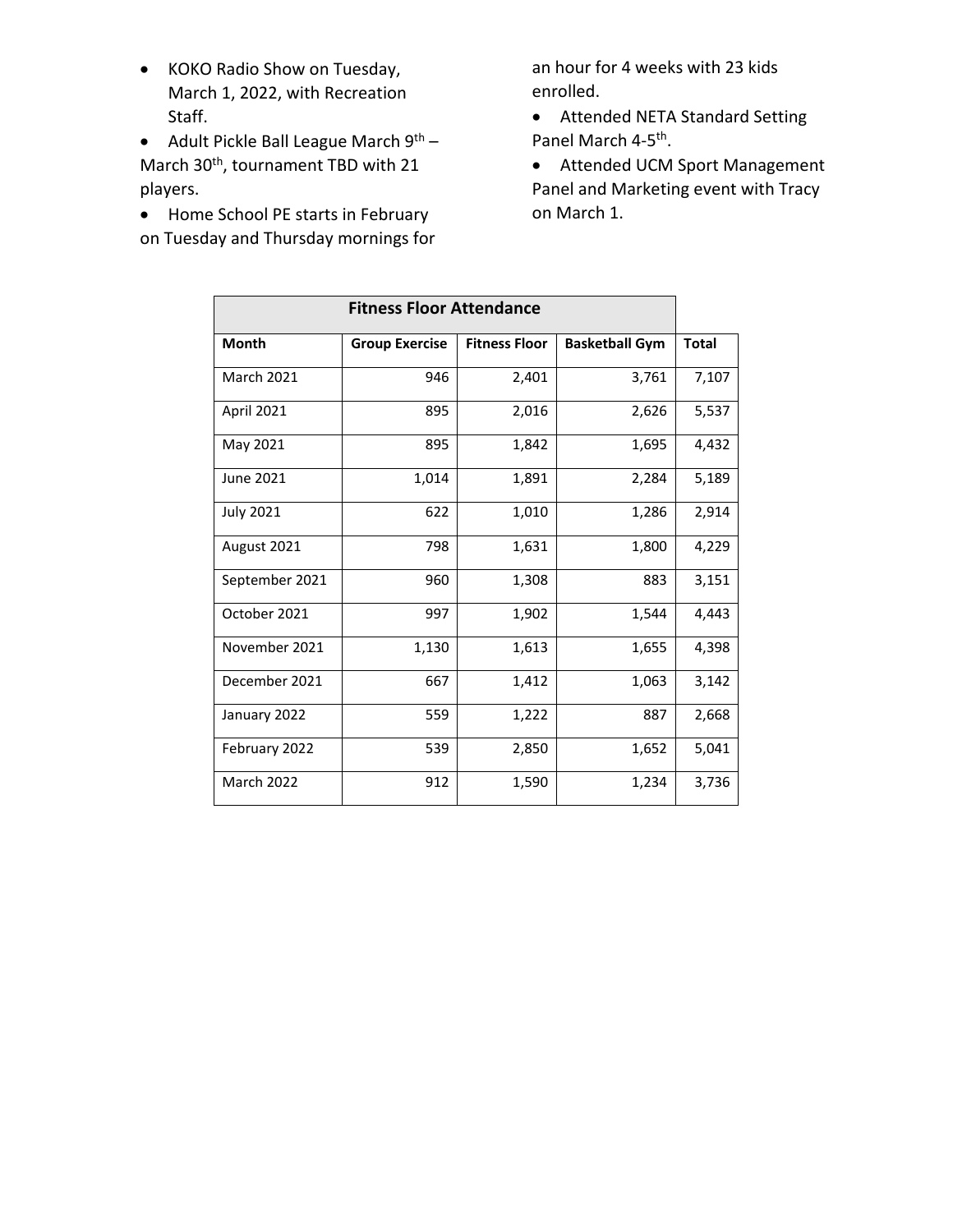- KOKO Radio Show on Tuesday, March 1, 2022, with Recreation Staff.
- Adult Pickle Ball League March 9th – March 30th, tournament TBD with 21 players.
- Home School PE starts in February on Tuesday and Thursday mornings for an hour for 4 weeks with 23 kids enrolled.
- Attended NETA Standard Setting Panel March 4-5th.
- Attended UCM Sport Management Panel and Marketing event with Tracy on March 1.

| Fitness Floor Attendance | | | | |
|---|---|---|---|---|
| **Month** | **Group Exercise** | **Fitness Floor** | **Basketball Gym** | **Total** |
| March 2021 | 946 | 2,401 | 3,761 | 7,107 |
| April 2021 | 895 | 2,016 | 2,626 | 5,537 |
| May 2021 | 895 | 1,842 | 1,695 | 4,432 |
| June 2021 | 1,014 | 1,891 | 2,284 | 5,189 |
| July 2021 | 622 | 1,010 | 1,286 | 2,914 |
| August 2021 | 798 | 1,631 | 1,800 | 4,229 |
| September 2021 | 960 | 1,308 | 883 | 3,151 |
| October 2021 | 997 | 1,902 | 1,544 | 4,443 |
| November 2021 | 1,130 | 1,613 | 1,655 | 4,398 |
| December 2021 | 667 | 1,412 | 1,063 | 3,142 |
| January 2022 | 559 | 1,222 | 887 | 2,668 |
| February 2022 | 539 | 2,850 | 1,652 | 5,041 |
| March 2022 | 912 | 1,590 | 1,234 | 3,736 |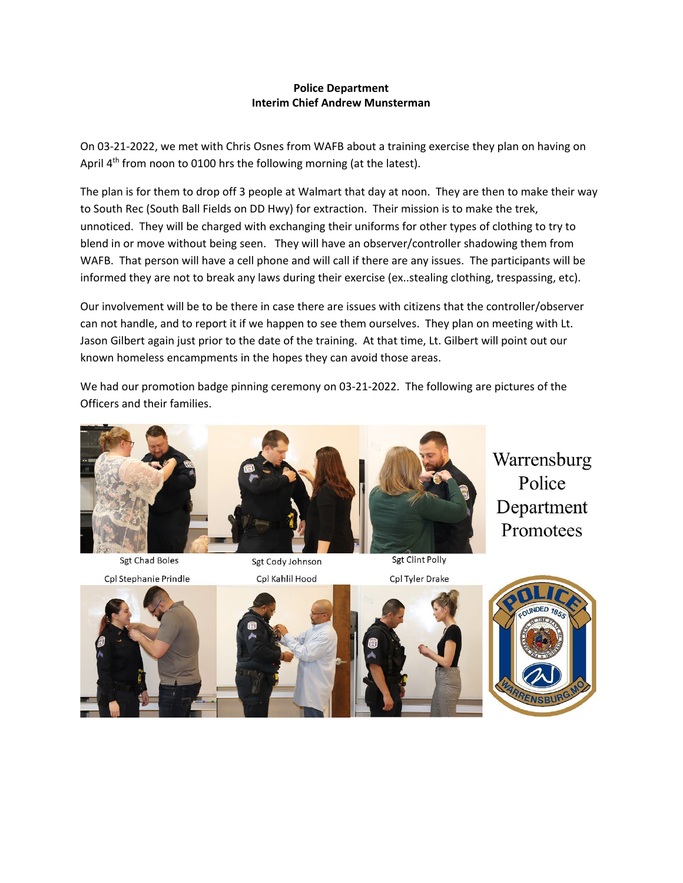**Police Department**
**Interim Chief Andrew Munsterman**

On 03-21-2022, we met with Chris Osnes from WAFB about a training exercise they plan on having on April 4th from noon to 0100 hrs the following morning (at the latest).

The plan is for them to drop off 3 people at Walmart that day at noon. They are then to make their way to South Rec (South Ball Fields on DD Hwy) for extraction. Their mission is to make the trek, unnoticed. They will be charged with exchanging their uniforms for other types of clothing to try to blend in or move without being seen. They will have an observer/controller shadowing them from WAFB. That person will have a cell phone and will call if there are any issues. The participants will be informed they are not to break any laws during their exercise (ex..stealing clothing, trespassing, etc).

Our involvement will be to be there in case there are issues with citizens that the controller/observer can not handle, and to report it if we happen to see them ourselves. They plan on meeting with Lt. Jason Gilbert again just prior to the date of the training. At that time, Lt. Gilbert will point out our known homeless encampments in the hopes they can avoid those areas.

We had our promotion badge pinning ceremony on 03-21-2022. The following are pictures of the Officers and their families.

Warrensburg Police Department Promotees

Sgt Chad Boles

Sgt Cody Johnson

Sgt Clint Polly

Cpl Stephanie Prindle

Cpl Kahlil Hood

Cpl Tyler Drake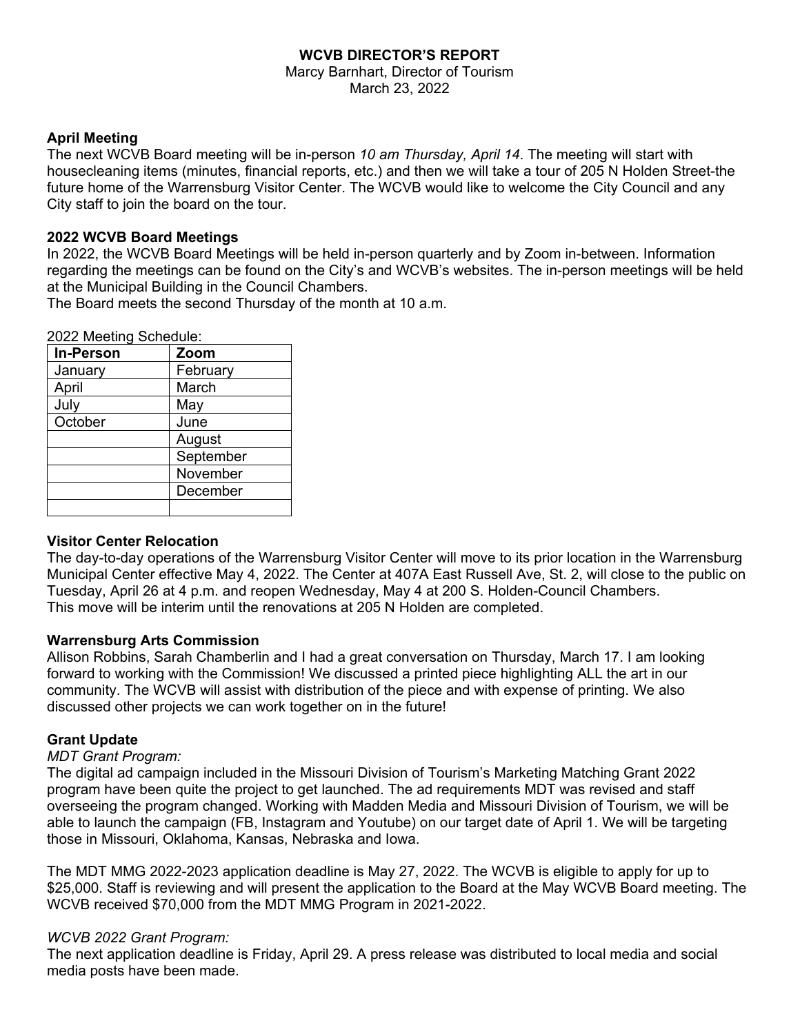**WCVB DIRECTOR'S REPORT**

Marcy Barnhart, Director of Tourism

March 23, 2022

**April Meeting**

The next WCVB Board meeting will be in-person *10 am Thursday, April 14*. The meeting will start with housecleaning items (minutes, financial reports, etc.) and then we will take a tour of 205 N Holden Street-the future home of the Warrensburg Visitor Center. The WCVB would like to welcome the City Council and any City staff to join the board on the tour.

**2022 WCVB Board Meetings**

In 2022, the WCVB Board Meetings will be held in-person quarterly and by Zoom in-between. Information regarding the meetings can be found on the City's and WCVB's websites. The in-person meetings will be held at the Municipal Building in the Council Chambers.

The Board meets the second Thursday of the month at 10 a.m.

2022 Meeting Schedule:

| In-Person | Zoom |
|---|---|
| January | February |
| April | March |
| July | May |
| October | June |
| | August |
| | September |
| | November |
| | December |
| | |

**Visitor Center Relocation**

The day-to-day operations of the Warrensburg Visitor Center will move to its prior location in the Warrensburg Municipal Center effective May 4, 2022. The Center at 407A East Russell Ave, St. 2, will close to the public on Tuesday, April 26 at 4 p.m. and reopen Wednesday, May 4 at 200 S. Holden-Council Chambers.

This move will be interim until the renovations at 205 N Holden are completed.

**Warrensburg Arts Commission**

Allison Robbins, Sarah Chamberlin and I had a great conversation on Thursday, March 17. I am looking forward to working with the Commission! We discussed a printed piece highlighting ALL the art in our community. The WCVB will assist with distribution of the piece and with expense of printing. We also discussed other projects we can work together on in the future!

**Grant Update**

*MDT Grant Program:*

The digital ad campaign included in the Missouri Division of Tourism's Marketing Matching Grant 2022 program have been quite the project to get launched. The ad requirements MDT was revised and staff overseeing the program changed. Working with Madden Media and Missouri Division of Tourism, we will be able to launch the campaign (FB, Instagram and Youtube) on our target date of April 1. We will be targeting those in Missouri, Oklahoma, Kansas, Nebraska and Iowa.

The MDT MMG 2022-2023 application deadline is May 27, 2022. The WCVB is eligible to apply for up to $25,000. Staff is reviewing and will present the application to the Board at the May WCVB Board meeting. The WCVB received $70,000 from the MDT MMG Program in 2021-2022.

*WCVB 2022 Grant Program:*

The next application deadline is Friday, April 29. A press release was distributed to local media and social media posts have been made.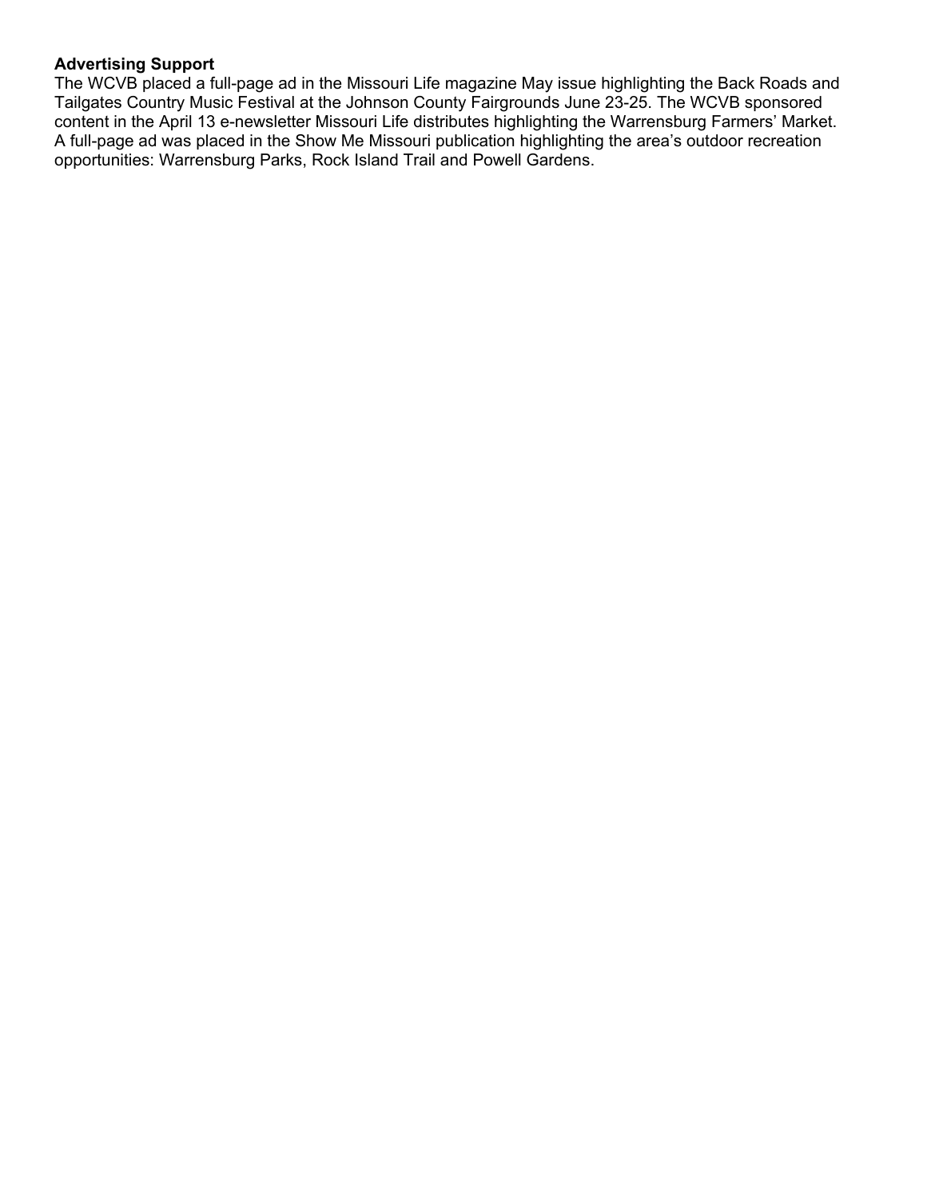**Advertising Support**

The WCVB placed a full-page ad in the Missouri Life magazine May issue highlighting the Back Roads and Tailgates Country Music Festival at the Johnson County Fairgrounds June 23-25. The WCVB sponsored content in the April 13 e-newsletter Missouri Life distributes highlighting the Warrensburg Farmers' Market. A full-page ad was placed in the Show Me Missouri publication highlighting the area's outdoor recreation opportunities: Warrensburg Parks, Rock Island Trail and Powell Gardens.